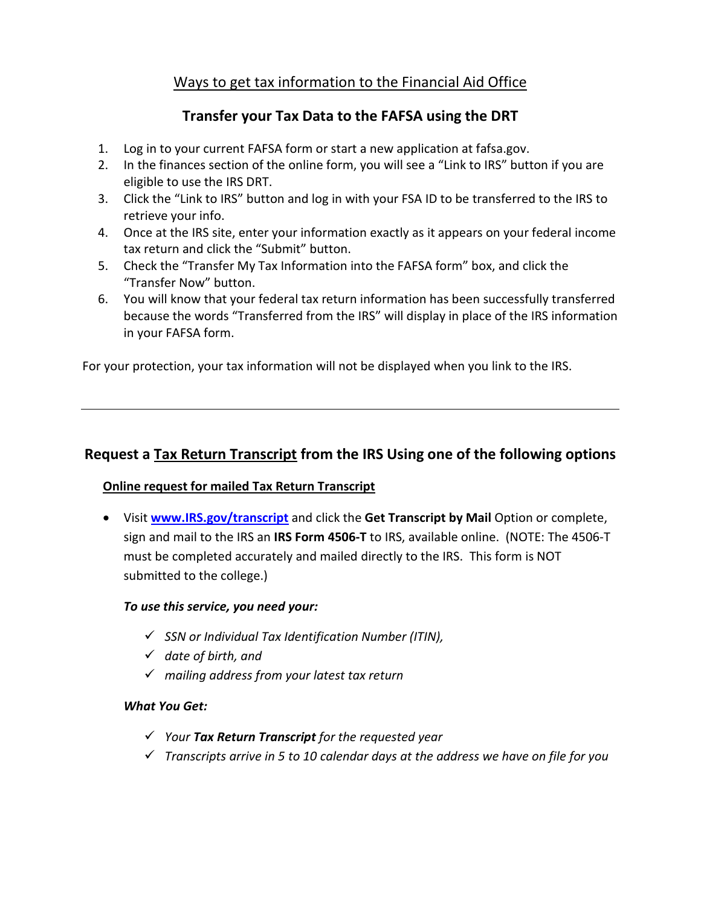# Ways to get tax information to the Financial Aid Office

## Transfer your Tax Data to the FAFSA using the DRT

1. Log in to your current FAFSA form or start a new application at fafsa.gov.
2. In the finances section of the online form, you will see a "Link to IRS" button if you are eligible to use the IRS DRT.
3. Click the "Link to IRS" button and log in with your FSA ID to be transferred to the IRS to retrieve your info.
4. Once at the IRS site, enter your information exactly as it appears on your federal income tax return and click the "Submit" button.
5. Check the "Transfer My Tax Information into the FAFSA form" box, and click the "Transfer Now" button.
6. You will know that your federal tax return information has been successfully transferred because the words "Transferred from the IRS" will display in place of the IRS information in your FAFSA form.

For your protection, your tax information will not be displayed when you link to the IRS.

---

## Request a Tax Return Transcript from the IRS Using one of the following options

### Online request for mailed Tax Return Transcript

- Visit **[www.IRS.gov/transcript](http://www.IRS.gov/transcript)** and click the **Get Transcript by Mail** Option or complete, sign and mail to the IRS an **IRS Form 4506-T** to IRS, available online. (NOTE: The 4506-T must be completed accurately and mailed directly to the IRS. This form is NOT submitted to the college.)

***To use this service, you need your:***

- ✓ *SSN or Individual Tax Identification Number (ITIN),*
- ✓ *date of birth, and*
- ✓ *mailing address from your latest tax return*

***What You Get:***

- ✓ *Your **Tax Return Transcript** for the requested year*
- ✓ *Transcripts arrive in 5 to 10 calendar days at the address we have on file for you*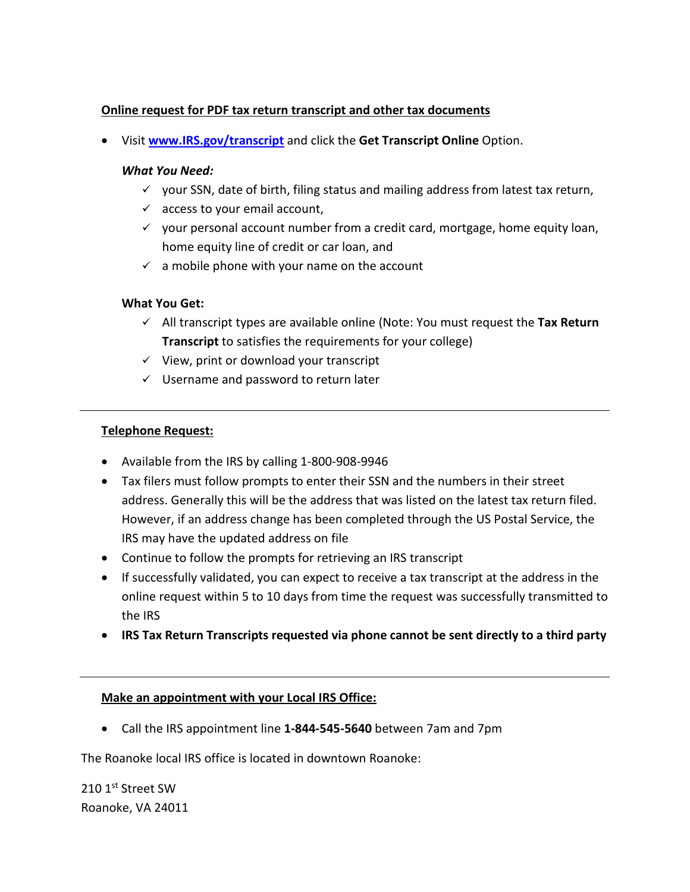**Online request for PDF tax return transcript and other tax documents**

- Visit **[www.IRS.gov/transcript](http://www.IRS.gov/transcript)** and click the **Get Transcript Online** Option.

  ***What You Need:***
  - ✓ your SSN, date of birth, filing status and mailing address from latest tax return,
  - ✓ access to your email account,
  - ✓ your personal account number from a credit card, mortgage, home equity loan, home equity line of credit or car loan, and
  - ✓ a mobile phone with your name on the account

  **What You Get:**
  - ✓ All transcript types are available online (Note: You must request the **Tax Return Transcript** to satisfies the requirements for your college)
  - ✓ View, print or download your transcript
  - ✓ Username and password to return later

---

**Telephone Request:**

- Available from the IRS by calling 1-800-908-9946
- Tax filers must follow prompts to enter their SSN and the numbers in their street address. Generally this will be the address that was listed on the latest tax return filed. However, if an address change has been completed through the US Postal Service, the IRS may have the updated address on file
- Continue to follow the prompts for retrieving an IRS transcript
- If successfully validated, you can expect to receive a tax transcript at the address in the online request within 5 to 10 days from time the request was successfully transmitted to the IRS
- **IRS Tax Return Transcripts requested via phone cannot be sent directly to a third party**

---

**Make an appointment with your Local IRS Office:**

- Call the IRS appointment line **1-844-545-5640** between 7am and 7pm

The Roanoke local IRS office is located in downtown Roanoke:

210 1st Street SW
Roanoke, VA 24011